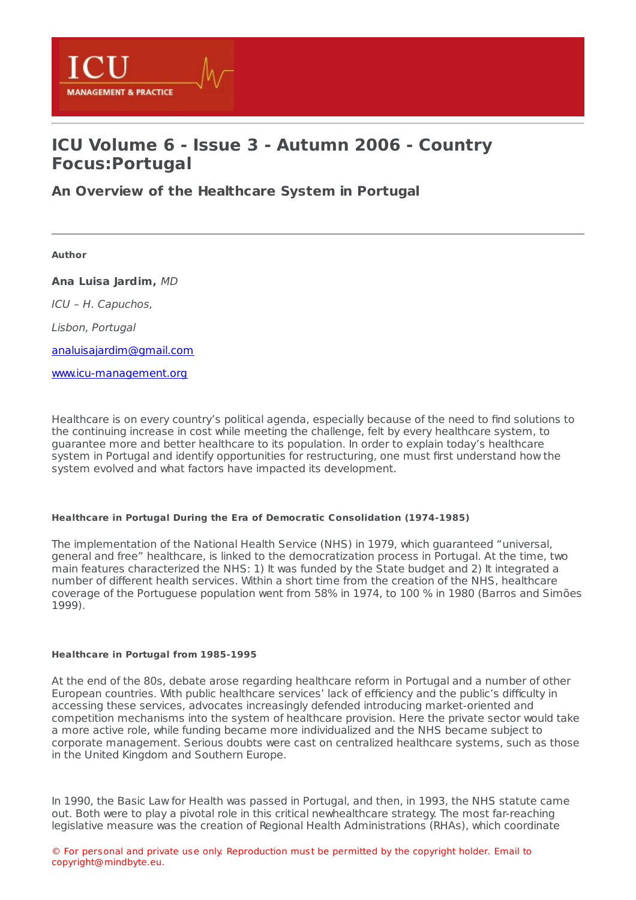# ICU Volume 6 - Issue 3 - Autumn 2006 - Country Focus:Portugal

## An Overview of the Healthcare System in Portugal

**Author**

**Ana Luisa Jardim,** *MD*

*ICU – H. Capuchos,*

*Lisbon, Portugal*

analuisajardim@gmail.com

www.icu-management.org

Healthcare is on every country's political agenda, especially because of the need to find solutions to the continuing increase in cost while meeting the challenge, felt by every healthcare system, to guarantee more and better healthcare to its population. In order to explain today's healthcare system in Portugal and identify opportunities for restructuring, one must first understand how the system evolved and what factors have impacted its development.

#### Healthcare in Portugal During the Era of Democratic Consolidation (1974-1985)

The implementation of the National Health Service (NHS) in 1979, which guaranteed "universal, general and free" healthcare, is linked to the democratization process in Portugal. At the time, two main features characterized the NHS: 1) It was funded by the State budget and 2) It integrated a number of different health services. Within a short time from the creation of the NHS, healthcare coverage of the Portuguese population went from 58% in 1974, to 100 % in 1980 (Barros and Simões 1999).

#### Healthcare in Portugal from 1985-1995

At the end of the 80s, debate arose regarding healthcare reform in Portugal and a number of other European countries. With public healthcare services' lack of efficiency and the public's difficulty in accessing these services, advocates increasingly defended introducing market-oriented and competition mechanisms into the system of healthcare provision. Here the private sector would take a more active role, while funding became more individualized and the NHS became subject to corporate management. Serious doubts were cast on centralized healthcare systems, such as those in the United Kingdom and Southern Europe.

In 1990, the Basic Law for Health was passed in Portugal, and then, in 1993, the NHS statute came out. Both were to play a pivotal role in this critical newhealthcare strategy. The most far-reaching legislative measure was the creation of Regional Health Administrations (RHAs), which coordinate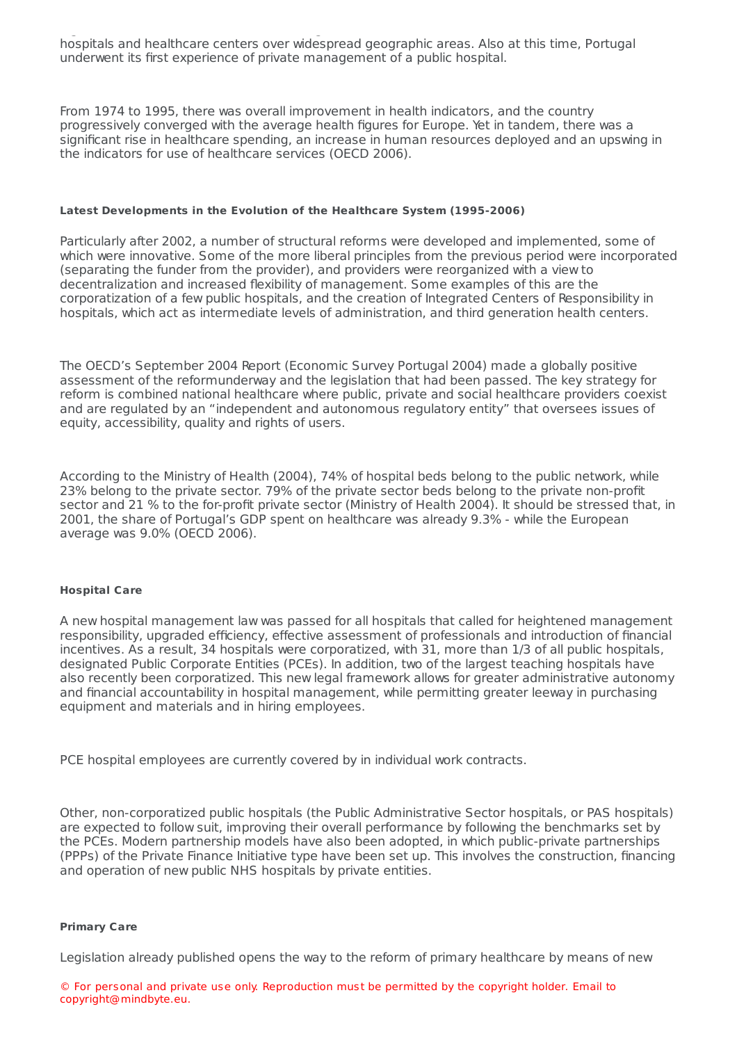hospitals and healthcare centers over widespread geographic areas. Also at this time, Portugal underwent its first experience of private management of a public hospital.

From 1974 to 1995, there was overall improvement in health indicators, and the country progressively converged with the average health figures for Europe. Yet in tandem, there was a significant rise in healthcare spending, an increase in human resources deployed and an upswing in the indicators for use of healthcare services (OECD 2006).

#### Latest Developments in the Evolution of the Healthcare System (1995-2006)

Particularly after 2002, a number of structural reforms were developed and implemented, some of which were innovative. Some of the more liberal principles from the previous period were incorporated (separating the funder from the provider), and providers were reorganized with a view to decentralization and increased flexibility of management. Some examples of this are the corporatization of a few public hospitals, and the creation of Integrated Centers of Responsibility in hospitals, which act as intermediate levels of administration, and third generation health centers.

The OECD's September 2004 Report (Economic Survey Portugal 2004) made a globally positive assessment of the reformunderway and the legislation that had been passed. The key strategy for reform is combined national healthcare where public, private and social healthcare providers coexist and are regulated by an "independent and autonomous regulatory entity" that oversees issues of equity, accessibility, quality and rights of users.

According to the Ministry of Health (2004), 74% of hospital beds belong to the public network, while 23% belong to the private sector. 79% of the private sector beds belong to the private non-profit sector and 21 % to the for-profit private sector (Ministry of Health 2004). It should be stressed that, in 2001, the share of Portugal's GDP spent on healthcare was already 9.3% - while the European average was 9.0% (OECD 2006).

#### Hospital Care

A new hospital management law was passed for all hospitals that called for heightened management responsibility, upgraded efficiency, effective assessment of professionals and introduction of financial incentives. As a result, 34 hospitals were corporatized, with 31, more than 1/3 of all public hospitals, designated Public Corporate Entities (PCEs). In addition, two of the largest teaching hospitals have also recently been corporatized. This new legal framework allows for greater administrative autonomy and financial accountability in hospital management, while permitting greater leeway in purchasing equipment and materials and in hiring employees.

PCE hospital employees are currently covered by in individual work contracts.

Other, non-corporatized public hospitals (the Public Administrative Sector hospitals, or PAS hospitals) are expected to follow suit, improving their overall performance by following the benchmarks set by the PCEs. Modern partnership models have also been adopted, in which public-private partnerships (PPPs) of the Private Finance Initiative type have been set up. This involves the construction, financing and operation of new public NHS hospitals by private entities.

#### Primary Care

Legislation already published opens the way to the reform of primary healthcare by means of new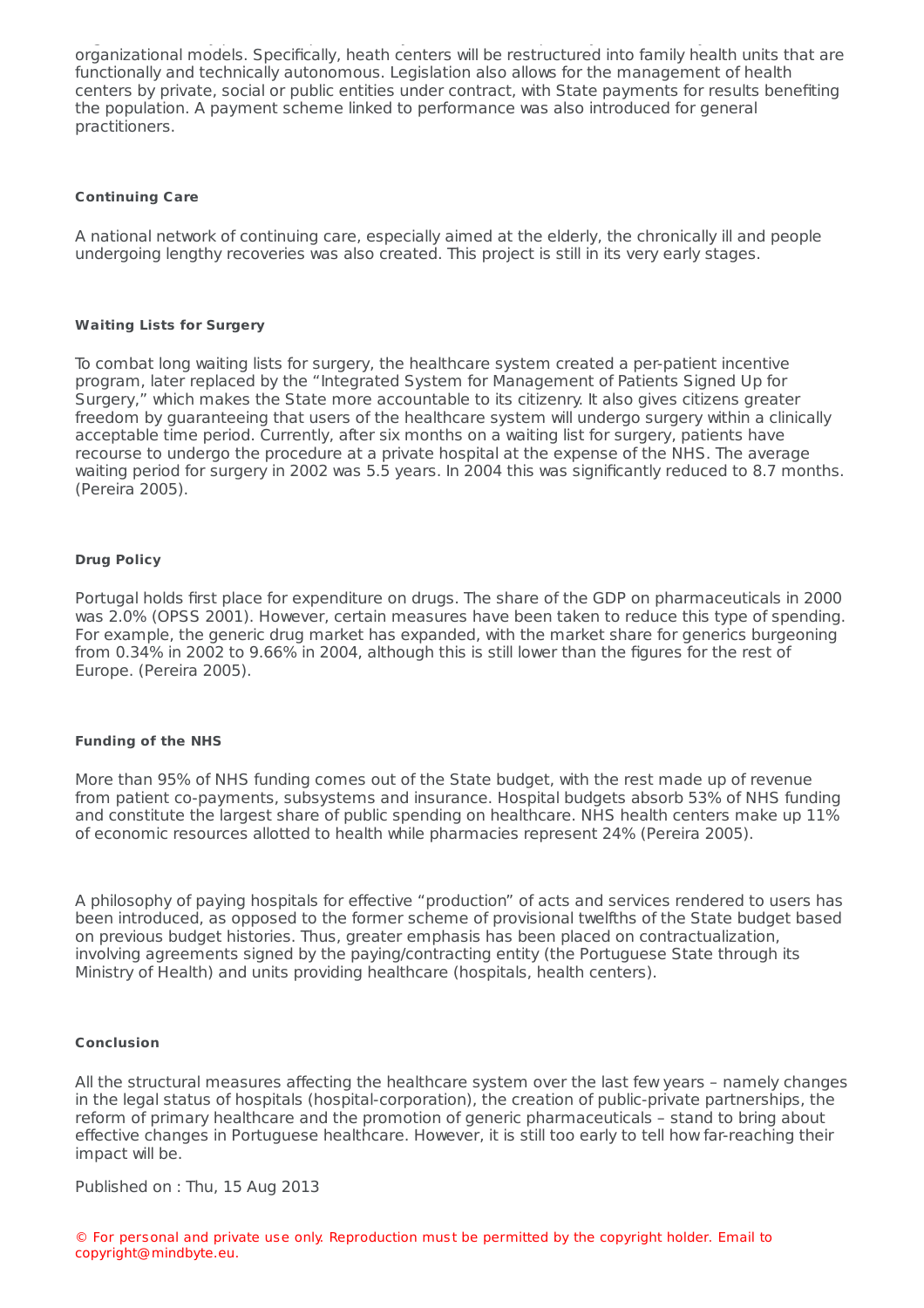organizational models. Specifically, heath centers will be restructured into family health units that are functionally and technically autonomous. Legislation also allows for the management of health centers by private, social or public entities under contract, with State payments for results benefiting the population. A payment scheme linked to performance was also introduced for general practitioners.

#### Continuing Care

A national network of continuing care, especially aimed at the elderly, the chronically ill and people undergoing lengthy recoveries was also created. This project is still in its very early stages.

#### Waiting Lists for Surgery

To combat long waiting lists for surgery, the healthcare system created a per-patient incentive program, later replaced by the "Integrated System for Management of Patients Signed Up for Surgery," which makes the State more accountable to its citizenry. It also gives citizens greater freedom by guaranteeing that users of the healthcare system will undergo surgery within a clinically acceptable time period. Currently, after six months on a waiting list for surgery, patients have recourse to undergo the procedure at a private hospital at the expense of the NHS. The average waiting period for surgery in 2002 was 5.5 years. In 2004 this was significantly reduced to 8.7 months. (Pereira 2005).

#### Drug Policy

Portugal holds first place for expenditure on drugs. The share of the GDP on pharmaceuticals in 2000 was 2.0% (OPSS 2001). However, certain measures have been taken to reduce this type of spending. For example, the generic drug market has expanded, with the market share for generics burgeoning from 0.34% in 2002 to 9.66% in 2004, although this is still lower than the figures for the rest of Europe. (Pereira 2005).

#### Funding of the NHS

More than 95% of NHS funding comes out of the State budget, with the rest made up of revenue from patient co-payments, subsystems and insurance. Hospital budgets absorb 53% of NHS funding and constitute the largest share of public spending on healthcare. NHS health centers make up 11% of economic resources allotted to health while pharmacies represent 24% (Pereira 2005).

A philosophy of paying hospitals for effective "production" of acts and services rendered to users has been introduced, as opposed to the former scheme of provisional twelfths of the State budget based on previous budget histories. Thus, greater emphasis has been placed on contractualization, involving agreements signed by the paying/contracting entity (the Portuguese State through its Ministry of Health) and units providing healthcare (hospitals, health centers).

#### Conclusion

All the structural measures affecting the healthcare system over the last few years – namely changes in the legal status of hospitals (hospital-corporation), the creation of public-private partnerships, the reform of primary healthcare and the promotion of generic pharmaceuticals – stand to bring about effective changes in Portuguese healthcare. However, it is still too early to tell how far-reaching their impact will be.

Published on : Thu, 15 Aug 2013

© For personal and private use only. Reproduction must be permitted by the copyright holder. Email to copyright@mindbyte.eu.